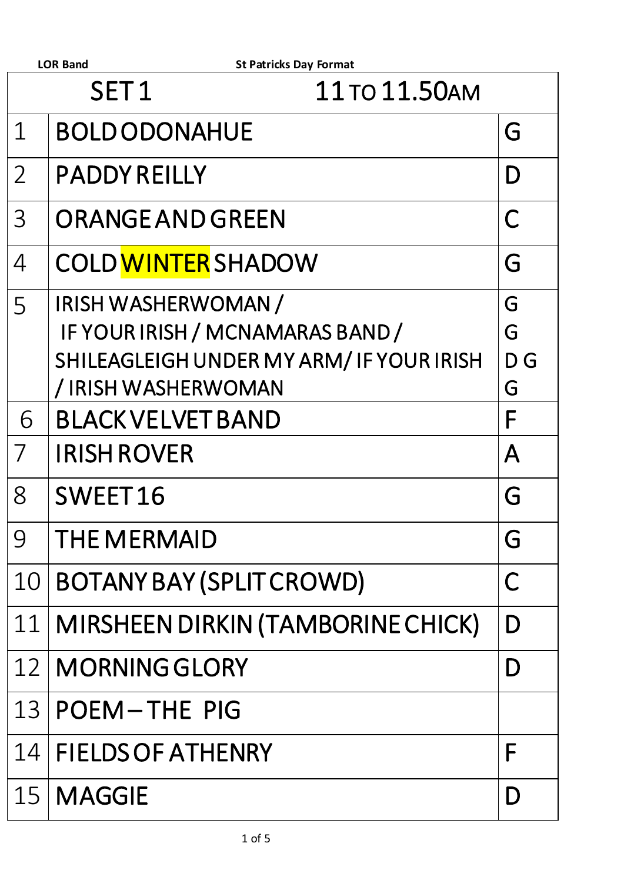**LOR Band** **St Patricks Day Format**

| SET 1 | 11 TO 11.50AM | |
|---|---|---|
| 1 | BOLD ODONAHUE | G |
| 2 | PADDY REILLY | D |
| 3 | ORANGE AND GREEN | C |
| 4 | COLD WINTER SHADOW | G |
| 5 | IRISH WASHERWOMAN / IF YOUR IRISH / MCNAMARAS BAND / SHILEAGLEIGH UNDER MY ARM/ IF YOUR IRISH / IRISH WASHERWOMAN | G G D G G |
| 6 | BLACK VELVET BAND | F |
| 7 | IRISH ROVER | A |
| 8 | SWEET 16 | G |
| 9 | THE MERMAID | G |
| 10 | BOTANY BAY (SPLIT CROWD) | C |
| 11 | MIRSHEEN DIRKIN (TAMBORINE CHICK) | D |
| 12 | MORNING GLORY | D |
| 13 | POEM – THE PIG | |
| 14 | FIELDS OF ATHENRY | F |
| 15 | MAGGIE | D |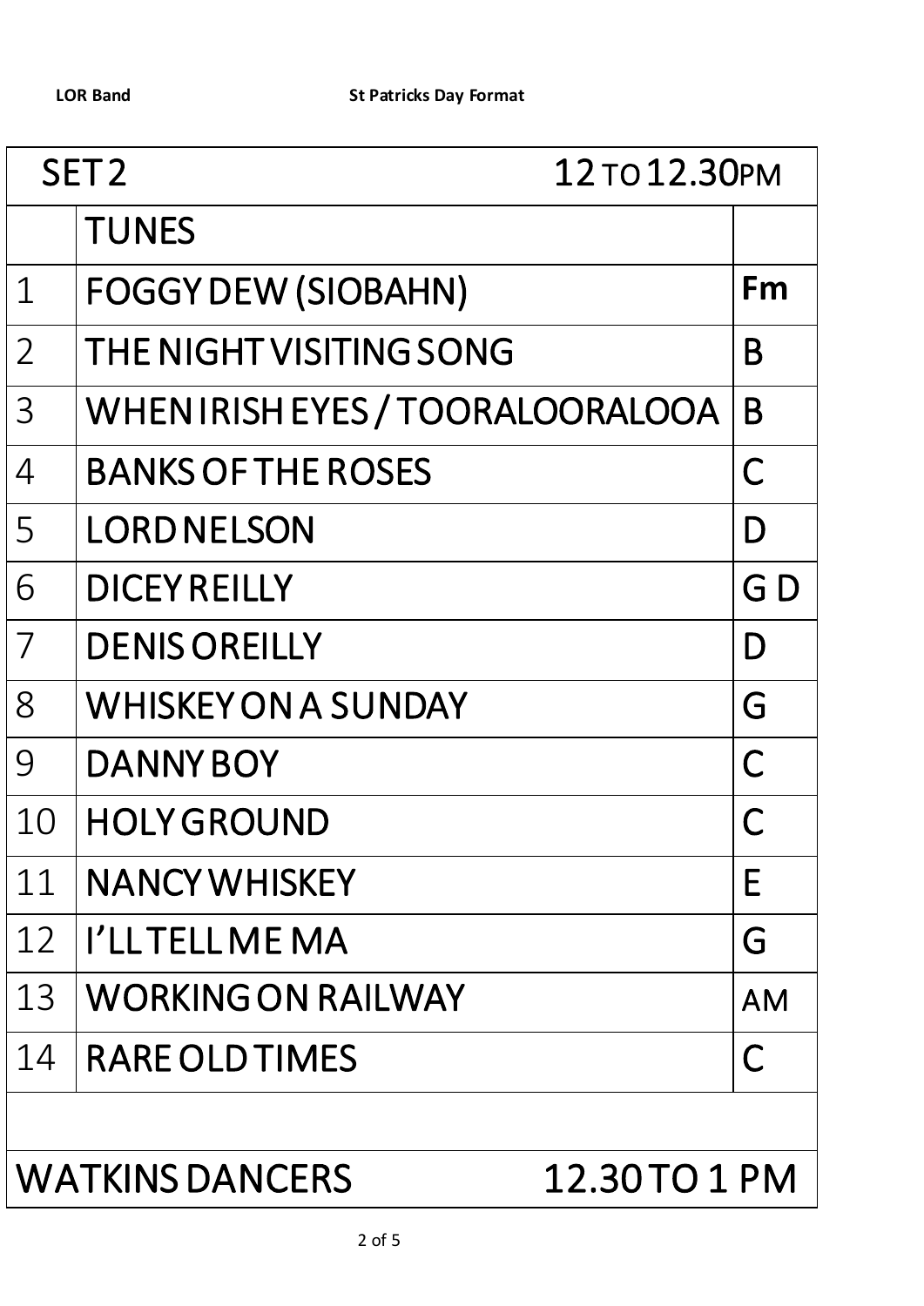| SET 2 | | 12 TO 12.30PM |
|---|---|---|
| | TUNES | |
| 1 | FOGGY DEW (SIOBAHN) | **Fm** |
| 2 | THE NIGHT VISITING SONG | B |
| 3 | WHEN IRISH EYES / TOORALOORALOOA | B |
| 4 | BANKS OF THE ROSES | C |
| 5 | LORD NELSON | D |
| 6 | DICEY REILLY | G D |
| 7 | DENIS OREILLY | D |
| 8 | WHISKEY ON A SUNDAY | G |
| 9 | DANNY BOY | C |
| 10 | HOLY GROUND | C |
| 11 | NANCY WHISKEY | E |
| 12 | I'LL TELL ME MA | G |
| 13 | WORKING ON RAILWAY | AM |
| 14 | RARE OLD TIMES | C |
| | | |
| WATKINS DANCERS | | 12.30 TO 1 PM |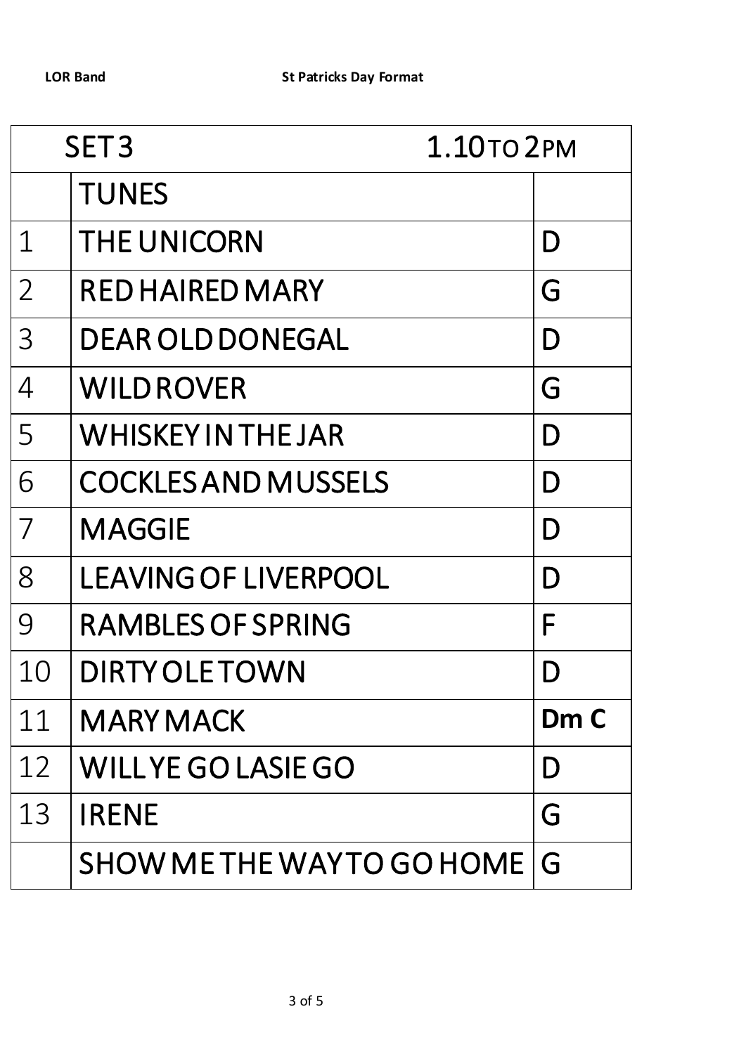**LOR Band** **St Patricks Day Format**

| SET 3 | | 1.10 TO 2 PM |
|---|---|---|
| | TUNES | |
| 1 | THE UNICORN | D |
| 2 | RED HAIRED MARY | G |
| 3 | DEAR OLD DONEGAL | D |
| 4 | WILD ROVER | G |
| 5 | WHISKEY IN THE JAR | D |
| 6 | COCKLES AND MUSSELS | D |
| 7 | MAGGIE | D |
| 8 | LEAVING OF LIVERPOOL | D |
| 9 | RAMBLES OF SPRING | F |
| 10 | DIRTY OLE TOWN | D |
| 11 | MARY MACK | **Dm C** |
| 12 | WILL YE GO LASIE GO | D |
| 13 | IRENE | G |
| | SHOW ME THE WAY TO GO HOME | G |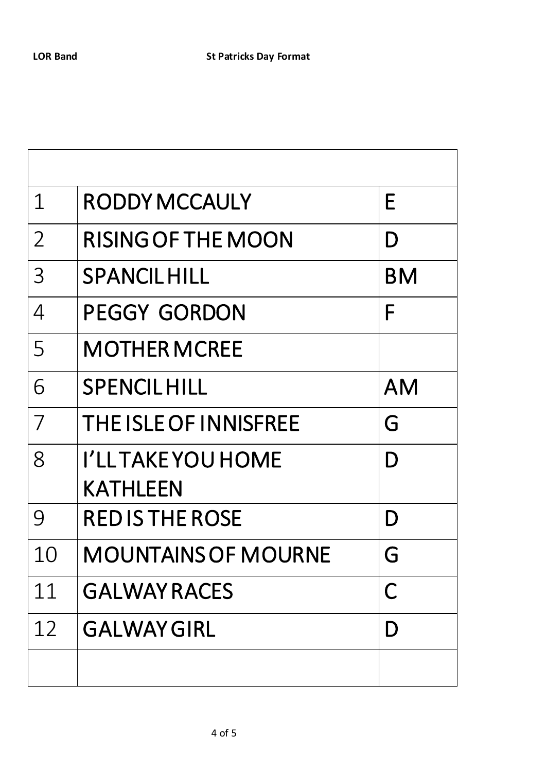| | | |
|---|---|---|
| 1 | RODDY MCCAULY | E |
| 2 | RISING OF THE MOON | D |
| 3 | SPANCIL HILL | BM |
| 4 | PEGGY GORDON | F |
| 5 | MOTHER MCREE | |
| 6 | SPENCIL HILL | AM |
| 7 | THE ISLE OF INNISFREE | G |
| 8 | I'LL TAKE YOU HOME KATHLEEN | D |
| 9 | RED IS THE ROSE | D |
| 10 | MOUNTAINS OF MOURNE | G |
| 11 | GALWAY RACES | C |
| 12 | GALWAY GIRL | D |
| | | |